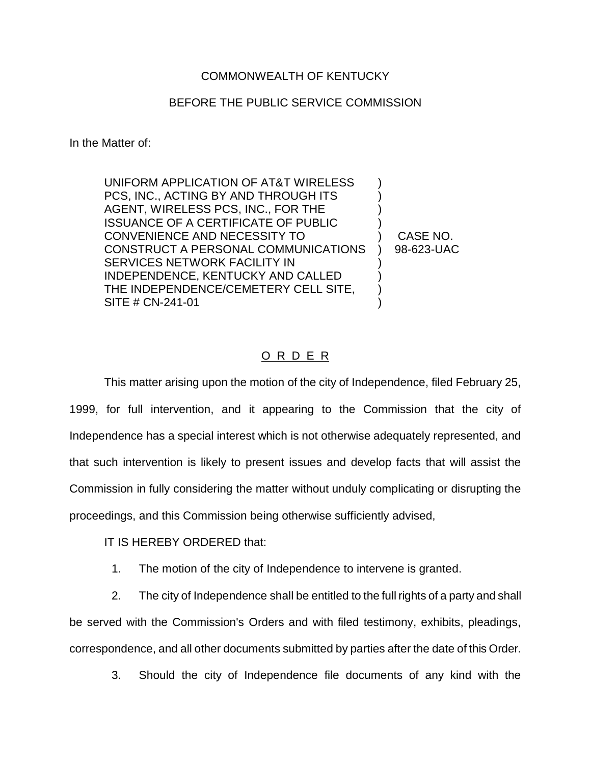COMMONWEALTH OF KENTUCKY

BEFORE THE PUBLIC SERVICE COMMISSION

In the Matter of:

| | | |
|---|---|---|
| UNIFORM APPLICATION OF AT&T WIRELESS PCS, INC., ACTING BY AND THROUGH ITS AGENT, WIRELESS PCS, INC., FOR THE ISSUANCE OF A CERTIFICATE OF PUBLIC CONVENIENCE AND NECESSITY TO CONSTRUCT A PERSONAL COMMUNICATIONS SERVICES NETWORK FACILITY IN INDEPENDENCE, KENTUCKY AND CALLED THE INDEPENDENCE/CEMETERY CELL SITE, SITE # CN-241-01 | ) | CASE NO. 98-623-UAC |

## O R D E R

This matter arising upon the motion of the city of Independence, filed February 25, 1999, for full intervention, and it appearing to the Commission that the city of Independence has a special interest which is not otherwise adequately represented, and that such intervention is likely to present issues and develop facts that will assist the Commission in fully considering the matter without unduly complicating or disrupting the proceedings, and this Commission being otherwise sufficiently advised,

IT IS HEREBY ORDERED that:

1. The motion of the city of Independence to intervene is granted.

2. The city of Independence shall be entitled to the full rights of a party and shall be served with the Commission's Orders and with filed testimony, exhibits, pleadings, correspondence, and all other documents submitted by parties after the date of this Order.

3. Should the city of Independence file documents of any kind with the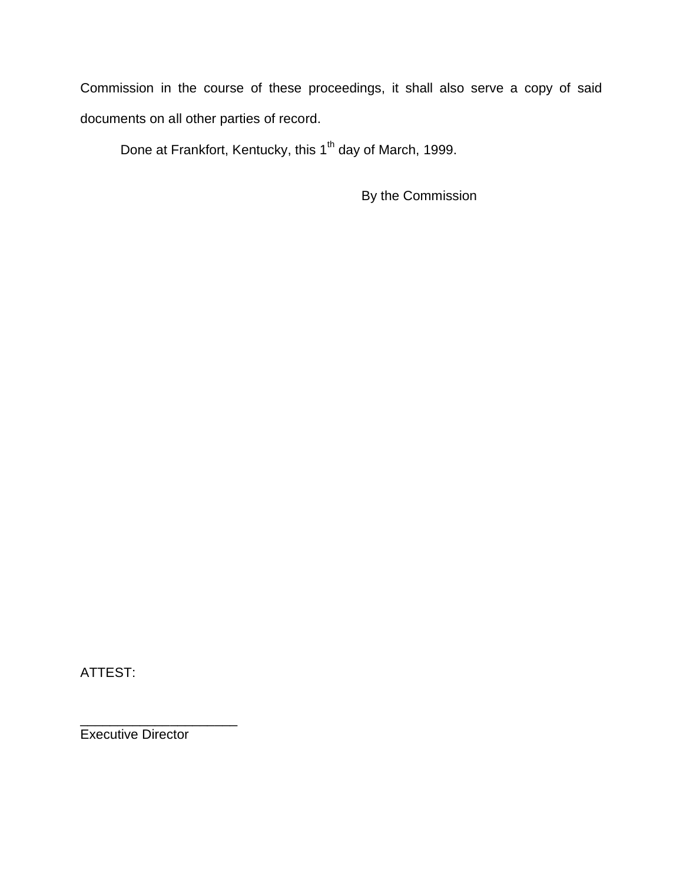Commission in the course of these proceedings, it shall also serve a copy of said documents on all other parties of record.

Done at Frankfort, Kentucky, this 1st day of March, 1999.

By the Commission

ATTEST:

_____________________
Executive Director